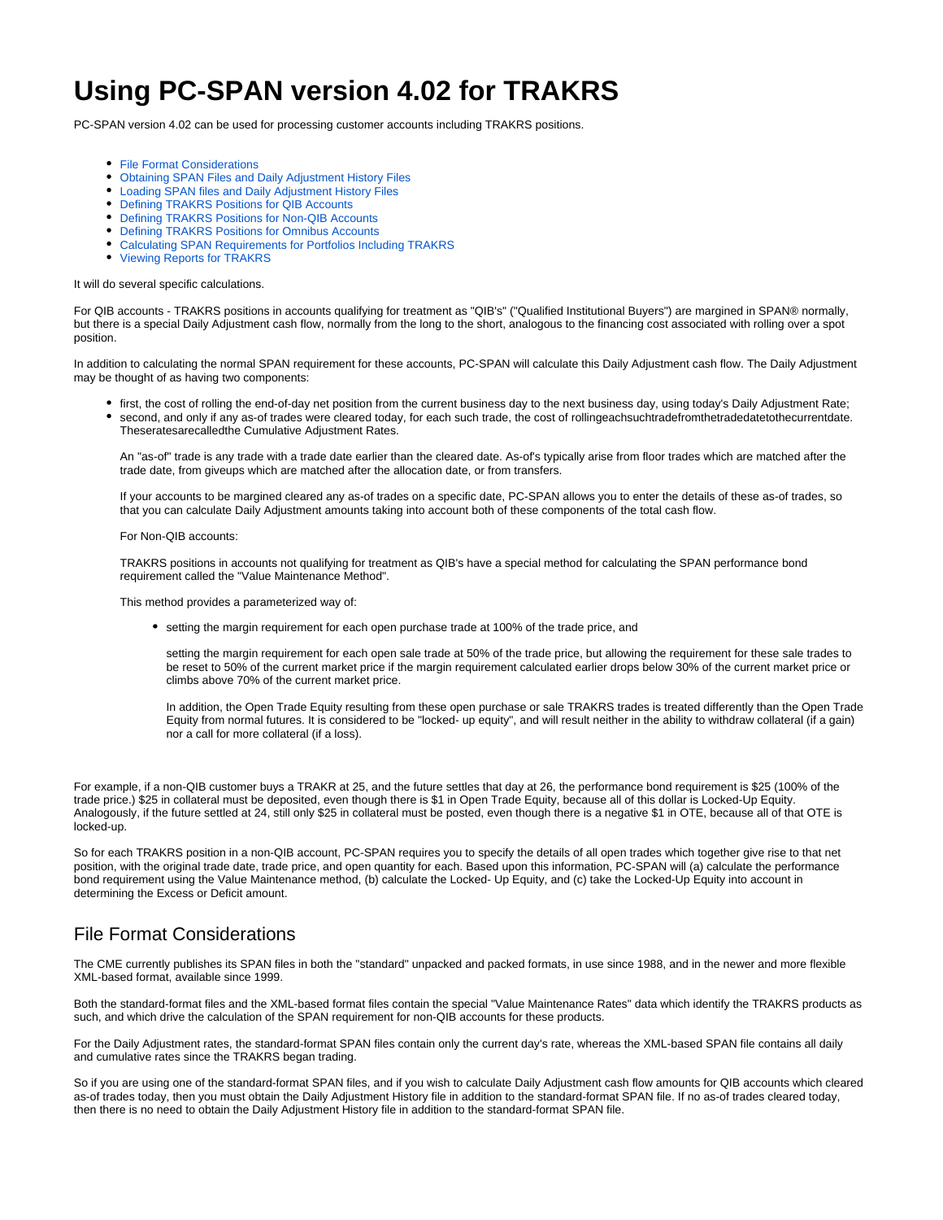# Using PC-SPAN version 4.02 for TRAKRS

PC-SPAN version 4.02 can be used for processing customer accounts including TRAKRS positions.

- File Format Considerations
- Obtaining SPAN Files and Daily Adjustment History Files
- Loading SPAN files and Daily Adjustment History Files
- Defining TRAKRS Positions for QIB Accounts
- Defining TRAKRS Positions for Non-QIB Accounts
- Defining TRAKRS Positions for Omnibus Accounts
- Calculating SPAN Requirements for Portfolios Including TRAKRS
- Viewing Reports for TRAKRS

It will do several specific calculations.

For QIB accounts - TRAKRS positions in accounts qualifying for treatment as "QIB's" ("Qualified Institutional Buyers") are margined in SPAN® normally, but there is a special Daily Adjustment cash flow, normally from the long to the short, analogous to the financing cost associated with rolling over a spot position.

In addition to calculating the normal SPAN requirement for these accounts, PC-SPAN will calculate this Daily Adjustment cash flow. The Daily Adjustment may be thought of as having two components:

- first, the cost of rolling the end-of-day net position from the current business day to the next business day, using today's Daily Adjustment Rate;
- second, and only if any as-of trades were cleared today, for each such trade, the cost of rollingeachsuchtradefromthetradedatetothecurrentdate. Theseratesarecalledthe Cumulative Adjustment Rates.

  An "as-of" trade is any trade with a trade date earlier than the cleared date. As-of's typically arise from floor trades which are matched after the trade date, from giveups which are matched after the allocation date, or from transfers.

  If your accounts to be margined cleared any as-of trades on a specific date, PC-SPAN allows you to enter the details of these as-of trades, so that you can calculate Daily Adjustment amounts taking into account both of these components of the total cash flow.

  For Non-QIB accounts:

  TRAKRS positions in accounts not qualifying for treatment as QIB's have a special method for calculating the SPAN performance bond requirement called the "Value Maintenance Method".

  This method provides a parameterized way of:

  - setting the margin requirement for each open purchase trade at 100% of the trade price, and

    setting the margin requirement for each open sale trade at 50% of the trade price, but allowing the requirement for these sale trades to be reset to 50% of the current market price if the margin requirement calculated earlier drops below 30% of the current market price or climbs above 70% of the current market price.

    In addition, the Open Trade Equity resulting from these open purchase or sale TRAKRS trades is treated differently than the Open Trade Equity from normal futures. It is considered to be "locked- up equity", and will result neither in the ability to withdraw collateral (if a gain) nor a call for more collateral (if a loss).

For example, if a non-QIB customer buys a TRAKR at 25, and the future settles that day at 26, the performance bond requirement is $25 (100% of the trade price.) $25 in collateral must be deposited, even though there is $1 in Open Trade Equity, because all of this dollar is Locked-Up Equity. Analogously, if the future settled at 24, still only $25 in collateral must be posted, even though there is a negative $1 in OTE, because all of that OTE is locked-up.

So for each TRAKRS position in a non-QIB account, PC-SPAN requires you to specify the details of all open trades which together give rise to that net position, with the original trade date, trade price, and open quantity for each. Based upon this information, PC-SPAN will (a) calculate the performance bond requirement using the Value Maintenance method, (b) calculate the Locked- Up Equity, and (c) take the Locked-Up Equity into account in determining the Excess or Deficit amount.

## File Format Considerations

The CME currently publishes its SPAN files in both the "standard" unpacked and packed formats, in use since 1988, and in the newer and more flexible XML-based format, available since 1999.

Both the standard-format files and the XML-based format files contain the special "Value Maintenance Rates" data which identify the TRAKRS products as such, and which drive the calculation of the SPAN requirement for non-QIB accounts for these products.

For the Daily Adjustment rates, the standard-format SPAN files contain only the current day's rate, whereas the XML-based SPAN file contains all daily and cumulative rates since the TRAKRS began trading.

So if you are using one of the standard-format SPAN files, and if you wish to calculate Daily Adjustment cash flow amounts for QIB accounts which cleared as-of trades today, then you must obtain the Daily Adjustment History file in addition to the standard-format SPAN file. If no as-of trades cleared today, then there is no need to obtain the Daily Adjustment History file in addition to the standard-format SPAN file.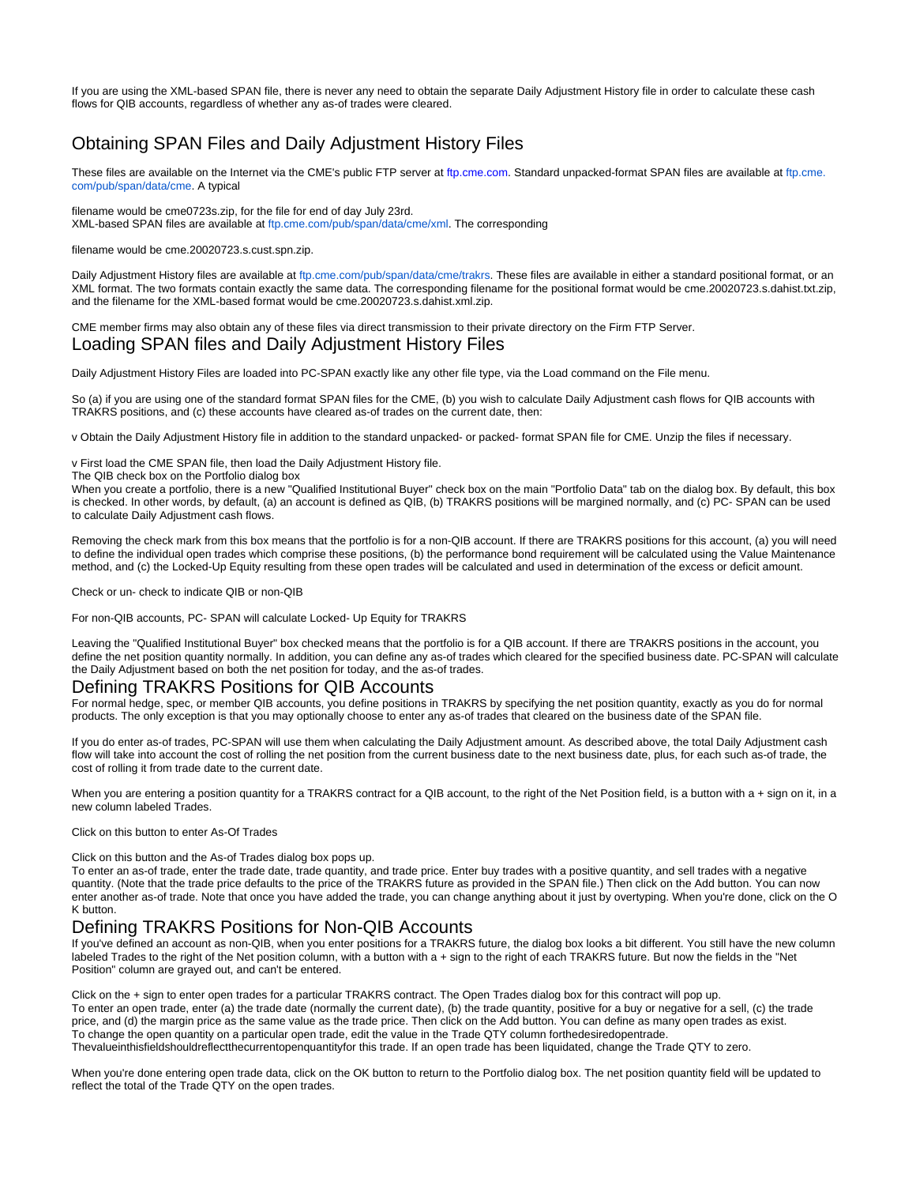If you are using the XML-based SPAN file, there is never any need to obtain the separate Daily Adjustment History file in order to calculate these cash flows for QIB accounts, regardless of whether any as-of trades were cleared.

## Obtaining SPAN Files and Daily Adjustment History Files

These files are available on the Internet via the CME's public FTP server at ftp.cme.com. Standard unpacked-format SPAN files are available at ftp.cme.com/pub/span/data/cme. A typical

filename would be cme0723s.zip, for the file for end of day July 23rd.
XML-based SPAN files are available at ftp.cme.com/pub/span/data/cme/xml. The corresponding

filename would be cme.20020723.s.cust.spn.zip.

Daily Adjustment History files are available at ftp.cme.com/pub/span/data/cme/trakrs. These files are available in either a standard positional format, or an XML format. The two formats contain exactly the same data. The corresponding filename for the positional format would be cme.20020723.s.dahist.txt.zip, and the filename for the XML-based format would be cme.20020723.s.dahist.xml.zip.

CME member firms may also obtain any of these files via direct transmission to their private directory on the Firm FTP Server.

## Loading SPAN files and Daily Adjustment History Files

Daily Adjustment History Files are loaded into PC-SPAN exactly like any other file type, via the Load command on the File menu.

So (a) if you are using one of the standard format SPAN files for the CME, (b) you wish to calculate Daily Adjustment cash flows for QIB accounts with TRAKRS positions, and (c) these accounts have cleared as-of trades on the current date, then:

v Obtain the Daily Adjustment History file in addition to the standard unpacked- or packed- format SPAN file for CME. Unzip the files if necessary.

v First load the CME SPAN file, then load the Daily Adjustment History file.

The QIB check box on the Portfolio dialog box

When you create a portfolio, there is a new "Qualified Institutional Buyer" check box on the main "Portfolio Data" tab on the dialog box. By default, this box is checked. In other words, by default, (a) an account is defined as QIB, (b) TRAKRS positions will be margined normally, and (c) PC- SPAN can be used to calculate Daily Adjustment cash flows.

Removing the check mark from this box means that the portfolio is for a non-QIB account. If there are TRAKRS positions for this account, (a) you will need to define the individual open trades which comprise these positions, (b) the performance bond requirement will be calculated using the Value Maintenance method, and (c) the Locked-Up Equity resulting from these open trades will be calculated and used in determination of the excess or deficit amount.

Check or un- check to indicate QIB or non-QIB

For non-QIB accounts, PC- SPAN will calculate Locked- Up Equity for TRAKRS

Leaving the "Qualified Institutional Buyer" box checked means that the portfolio is for a QIB account. If there are TRAKRS positions in the account, you define the net position quantity normally. In addition, you can define any as-of trades which cleared for the specified business date. PC-SPAN will calculate the Daily Adjustment based on both the net position for today, and the as-of trades.

## Defining TRAKRS Positions for QIB Accounts

For normal hedge, spec, or member QIB accounts, you define positions in TRAKRS by specifying the net position quantity, exactly as you do for normal products. The only exception is that you may optionally choose to enter any as-of trades that cleared on the business date of the SPAN file.

If you do enter as-of trades, PC-SPAN will use them when calculating the Daily Adjustment amount. As described above, the total Daily Adjustment cash flow will take into account the cost of rolling the net position from the current business date to the next business date, plus, for each such as-of trade, the cost of rolling it from trade date to the current date.

When you are entering a position quantity for a TRAKRS contract for a QIB account, to the right of the Net Position field, is a button with a + sign on it, in a new column labeled Trades.

Click on this button to enter As-Of Trades

Click on this button and the As-of Trades dialog box pops up.
To enter an as-of trade, enter the trade date, trade quantity, and trade price. Enter buy trades with a positive quantity, and sell trades with a negative quantity. (Note that the trade price defaults to the price of the TRAKRS future as provided in the SPAN file.) Then click on the Add button. You can now enter another as-of trade. Note that once you have added the trade, you can change anything about it just by overtyping. When you're done, click on the O K button.

## Defining TRAKRS Positions for Non-QIB Accounts

If you've defined an account as non-QIB, when you enter positions for a TRAKRS future, the dialog box looks a bit different. You still have the new column labeled Trades to the right of the Net position column, with a button with a + sign to the right of each TRAKRS future. But now the fields in the "Net Position" column are grayed out, and can't be entered.

Click on the + sign to enter open trades for a particular TRAKRS contract. The Open Trades dialog box for this contract will pop up.
To enter an open trade, enter (a) the trade date (normally the current date), (b) the trade quantity, positive for a buy or negative for a sell, (c) the trade price, and (d) the margin price as the same value as the trade price. Then click on the Add button. You can define as many open trades as exist.
To change the open quantity on a particular open trade, edit the value in the Trade QTY column forthedesiredopentrade.
Thevalueinthisfieldshouldreflectthecurrentopenquantityfor this trade. If an open trade has been liquidated, change the Trade QTY to zero.

When you're done entering open trade data, click on the OK button to return to the Portfolio dialog box. The net position quantity field will be updated to reflect the total of the Trade QTY on the open trades.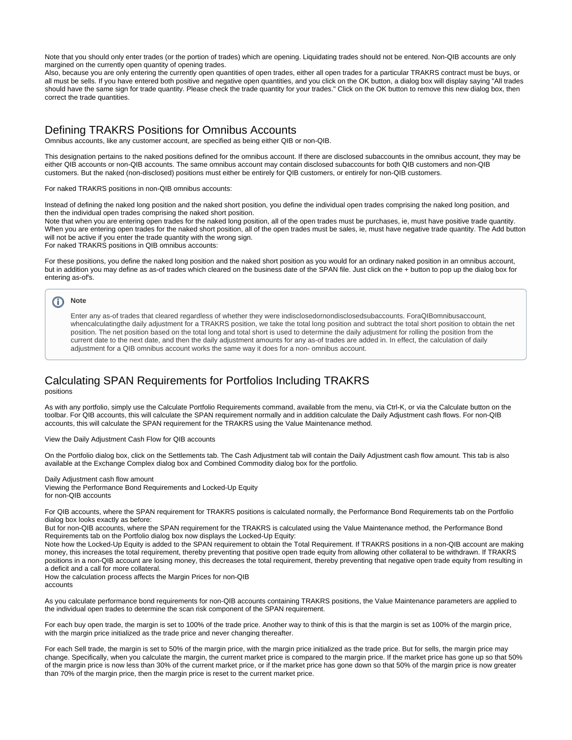Note that you should only enter trades (or the portion of trades) which are opening. Liquidating trades should not be entered. Non-QIB accounts are only margined on the currently open quantity of opening trades.
Also, because you are only entering the currently open quantities of open trades, either all open trades for a particular TRAKRS contract must be buys, or all must be sells. If you have entered both positive and negative open quantities, and you click on the OK button, a dialog box will display saying "All trades should have the same sign for trade quantity. Please check the trade quantity for your trades." Click on the OK button to remove this new dialog box, then correct the trade quantities.

## Defining TRAKRS Positions for Omnibus Accounts

Omnibus accounts, like any customer account, are specified as being either QIB or non-QIB.

This designation pertains to the naked positions defined for the omnibus account. If there are disclosed subaccounts in the omnibus account, they may be either QIB accounts or non-QIB accounts. The same omnibus account may contain disclosed subaccounts for both QIB customers and non-QIB customers. But the naked (non-disclosed) positions must either be entirely for QIB customers, or entirely for non-QIB customers.

For naked TRAKRS positions in non-QIB omnibus accounts:

Instead of defining the naked long position and the naked short position, you define the individual open trades comprising the naked long position, and then the individual open trades comprising the naked short position.
Note that when you are entering open trades for the naked long position, all of the open trades must be purchases, ie, must have positive trade quantity. When you are entering open trades for the naked short position, all of the open trades must be sales, ie, must have negative trade quantity. The Add button will not be active if you enter the trade quantity with the wrong sign.
For naked TRAKRS positions in QIB omnibus accounts:

For these positions, you define the naked long position and the naked short position as you would for an ordinary naked position in an omnibus account, but in addition you may define as as-of trades which cleared on the business date of the SPAN file. Just click on the + button to pop up the dialog box for entering as-of's.

> **Note**
>
> Enter any as-of trades that cleared regardless of whether they were indisclosedornondisclosedsubaccounts. ForaQIBomnibusaccount, whencalculatingthe daily adjustment for a TRAKRS position, we take the total long position and subtract the total short position to obtain the net position. The net position based on the total long and total short is used to determine the daily adjustment for rolling the position from the current date to the next date, and then the daily adjustment amounts for any as-of trades are added in. In effect, the calculation of daily adjustment for a QIB omnibus account works the same way it does for a non- omnibus account.

## Calculating SPAN Requirements for Portfolios Including TRAKRS

positions

As with any portfolio, simply use the Calculate Portfolio Requirements command, available from the menu, via Ctrl-K, or via the Calculate button on the toolbar. For QIB accounts, this will calculate the SPAN requirement normally and in addition calculate the Daily Adjustment cash flows. For non-QIB accounts, this will calculate the SPAN requirement for the TRAKRS using the Value Maintenance method.

View the Daily Adjustment Cash Flow for QIB accounts

On the Portfolio dialog box, click on the Settlements tab. The Cash Adjustment tab will contain the Daily Adjustment cash flow amount. This tab is also available at the Exchange Complex dialog box and Combined Commodity dialog box for the portfolio.

Daily Adjustment cash flow amount
Viewing the Performance Bond Requirements and Locked-Up Equity
for non-QIB accounts

For QIB accounts, where the SPAN requirement for TRAKRS positions is calculated normally, the Performance Bond Requirements tab on the Portfolio dialog box looks exactly as before:
But for non-QIB accounts, where the SPAN requirement for the TRAKRS is calculated using the Value Maintenance method, the Performance Bond Requirements tab on the Portfolio dialog box now displays the Locked-Up Equity:
Note how the Locked-Up Equity is added to the SPAN requirement to obtain the Total Requirement. If TRAKRS positions in a non-QIB account are making money, this increases the total requirement, thereby preventing that positive open trade equity from allowing other collateral to be withdrawn. If TRAKRS positions in a non-QIB account are losing money, this decreases the total requirement, thereby preventing that negative open trade equity from resulting in a deficit and a call for more collateral.
How the calculation process affects the Margin Prices for non-QIB
accounts

As you calculate performance bond requirements for non-QIB accounts containing TRAKRS positions, the Value Maintenance parameters are applied to the individual open trades to determine the scan risk component of the SPAN requirement.

For each buy open trade, the margin is set to 100% of the trade price. Another way to think of this is that the margin is set as 100% of the margin price, with the margin price initialized as the trade price and never changing thereafter.

For each Sell trade, the margin is set to 50% of the margin price, with the margin price initialized as the trade price. But for sells, the margin price may change. Specifically, when you calculate the margin, the current market price is compared to the margin price. If the market price has gone up so that 50% of the margin price is now less than 30% of the current market price, or if the market price has gone down so that 50% of the margin price is now greater than 70% of the margin price, then the margin price is reset to the current market price.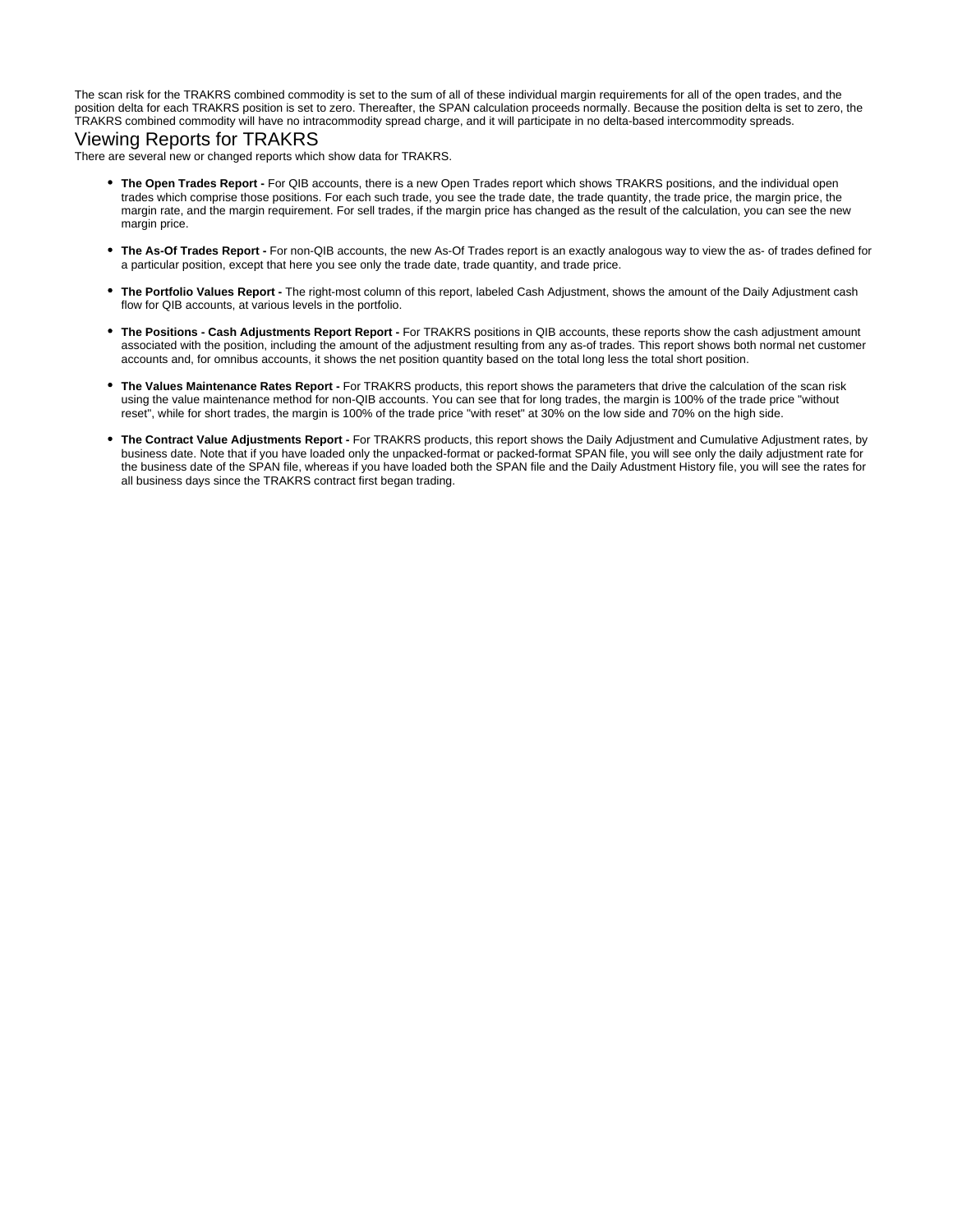The scan risk for the TRAKRS combined commodity is set to the sum of all of these individual margin requirements for all of the open trades, and the position delta for each TRAKRS position is set to zero. Thereafter, the SPAN calculation proceeds normally. Because the position delta is set to zero, the TRAKRS combined commodity will have no intracommodity spread charge, and it will participate in no delta-based intercommodity spreads.

## Viewing Reports for TRAKRS

There are several new or changed reports which show data for TRAKRS.

- **The Open Trades Report -** For QIB accounts, there is a new Open Trades report which shows TRAKRS positions, and the individual open trades which comprise those positions. For each such trade, you see the trade date, the trade quantity, the trade price, the margin price, the margin rate, and the margin requirement. For sell trades, if the margin price has changed as the result of the calculation, you can see the new margin price.

- **The As-Of Trades Report -** For non-QIB accounts, the new As-Of Trades report is an exactly analogous way to view the as- of trades defined for a particular position, except that here you see only the trade date, trade quantity, and trade price.

- **The Portfolio Values Report -** The right-most column of this report, labeled Cash Adjustment, shows the amount of the Daily Adjustment cash flow for QIB accounts, at various levels in the portfolio.

- **The Positions - Cash Adjustments Report Report -** For TRAKRS positions in QIB accounts, these reports show the cash adjustment amount associated with the position, including the amount of the adjustment resulting from any as-of trades. This report shows both normal net customer accounts and, for omnibus accounts, it shows the net position quantity based on the total long less the total short position.

- **The Values Maintenance Rates Report -** For TRAKRS products, this report shows the parameters that drive the calculation of the scan risk using the value maintenance method for non-QIB accounts. You can see that for long trades, the margin is 100% of the trade price "without reset", while for short trades, the margin is 100% of the trade price "with reset" at 30% on the low side and 70% on the high side.

- **The Contract Value Adjustments Report -** For TRAKRS products, this report shows the Daily Adjustment and Cumulative Adjustment rates, by business date. Note that if you have loaded only the unpacked-format or packed-format SPAN file, you will see only the daily adjustment rate for the business date of the SPAN file, whereas if you have loaded both the SPAN file and the Daily Adustment History file, you will see the rates for all business days since the TRAKRS contract first began trading.